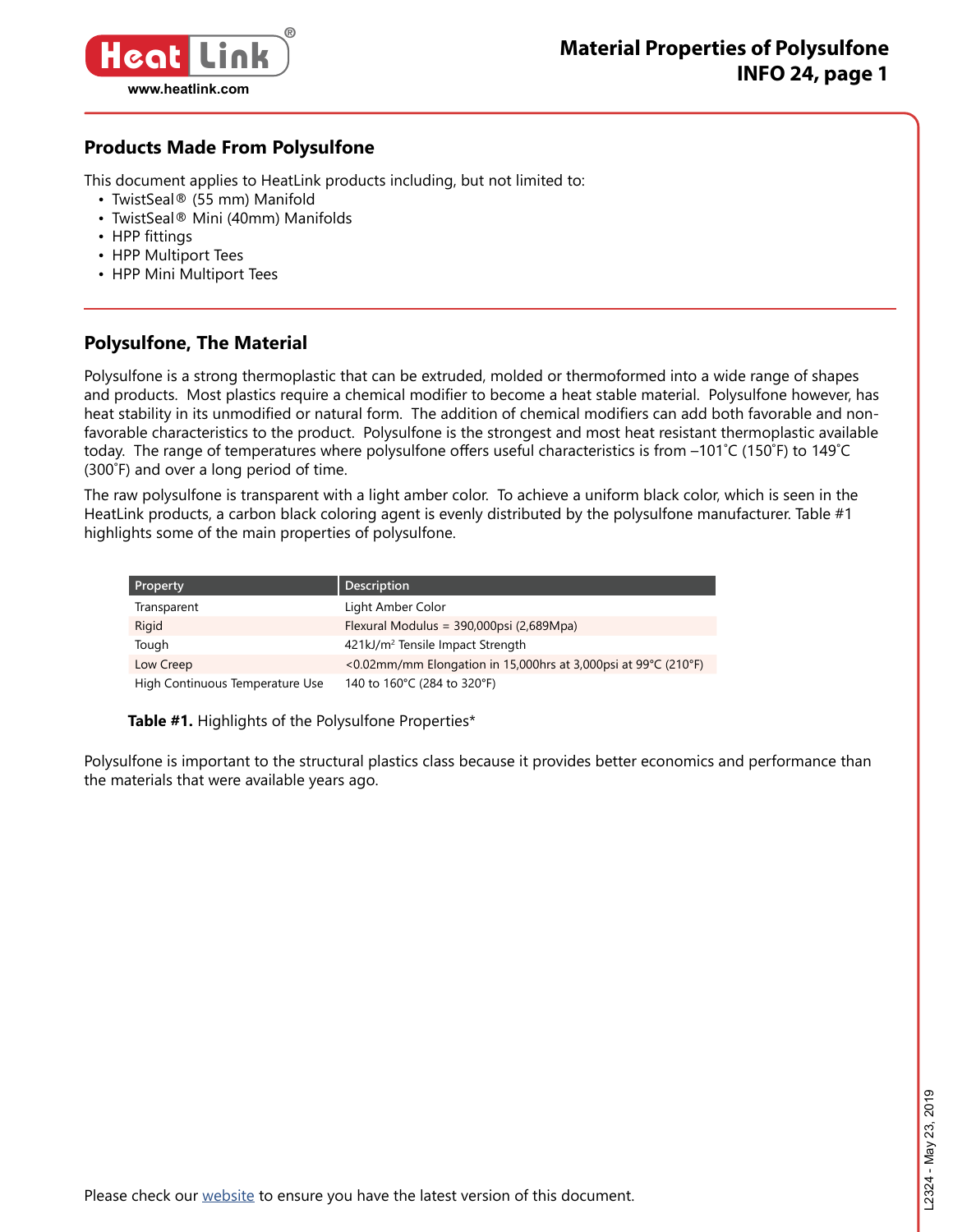# Material Properties of Polysulfone INFO 24, page 1

## Products Made From Polysulfone

This document applies to HeatLink products including, but not limited to:

- TwistSeal® (55 mm) Manifold
- TwistSeal® Mini (40mm) Manifolds
- HPP fittings
- HPP Multiport Tees
- HPP Mini Multiport Tees

## Polysulfone, The Material

Polysulfone is a strong thermoplastic that can be extruded, molded or thermoformed into a wide range of shapes and products. Most plastics require a chemical modifier to become a heat stable material. Polysulfone however, has heat stability in its unmodified or natural form. The addition of chemical modifiers can add both favorable and non-favorable characteristics to the product. Polysulfone is the strongest and most heat resistant thermoplastic available today. The range of temperatures where polysulfone offers useful characteristics is from –101˚C (150˚F) to 149˚C (300˚F) and over a long period of time.

The raw polysulfone is transparent with a light amber color. To achieve a uniform black color, which is seen in the HeatLink products, a carbon black coloring agent is evenly distributed by the polysulfone manufacturer. Table #1 highlights some of the main properties of polysulfone.

| Property | Description |
|---|---|
| Transparent | Light Amber Color |
| Rigid | Flexural Modulus = 390,000psi (2,689Mpa) |
| Tough | 421kJ/m$^2$ Tensile Impact Strength |
| Low Creep | <0.02mm/mm Elongation in 15,000hrs at 3,000psi at 99°C (210°F) |
| High Continuous Temperature Use | 140 to 160°C (284 to 320°F) |

**Table #1.** Highlights of the Polysulfone Properties*

Polysulfone is important to the structural plastics class because it provides better economics and performance than the materials that were available years ago.

Please check our website to ensure you have the latest version of this document.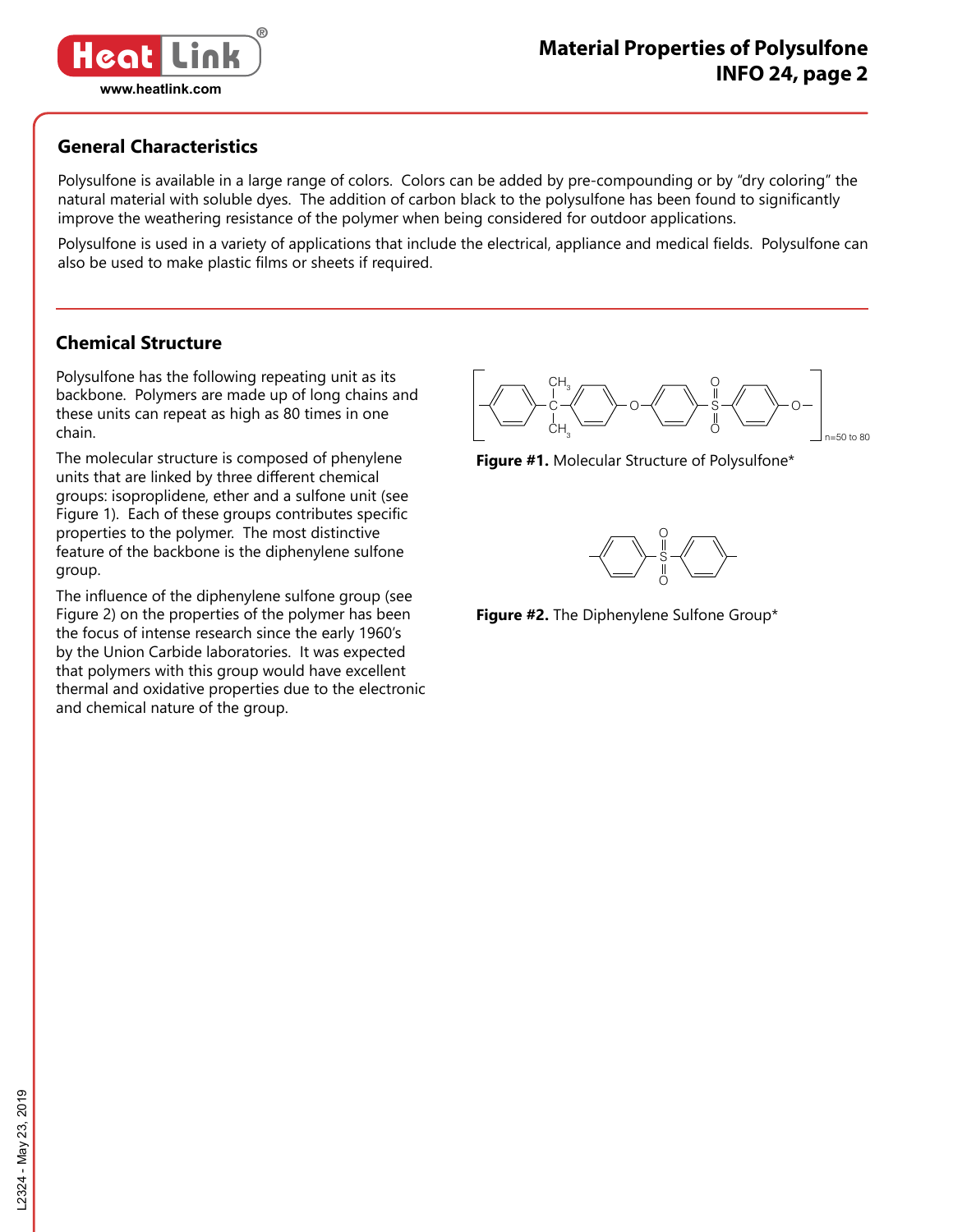## General Characteristics

Polysulfone is available in a large range of colors. Colors can be added by pre-compounding or by "dry coloring" the natural material with soluble dyes. The addition of carbon black to the polysulfone has been found to significantly improve the weathering resistance of the polymer when being considered for outdoor applications.

Polysulfone is used in a variety of applications that include the electrical, appliance and medical fields. Polysulfone can also be used to make plastic films or sheets if required.

## Chemical Structure

Polysulfone has the following repeating unit as its backbone. Polymers are made up of long chains and these units can repeat as high as 80 times in one chain.

The molecular structure is composed of phenylene units that are linked by three different chemical groups: isoproplidene, ether and a sulfone unit (see Figure 1). Each of these groups contributes specific properties to the polymer. The most distinctive feature of the backbone is the diphenylene sulfone group.

The influence of the diphenylene sulfone group (see Figure 2) on the properties of the polymer has been the focus of intense research since the early 1960's by the Union Carbide laboratories. It was expected that polymers with this group would have excellent thermal and oxidative properties due to the electronic and chemical nature of the group.

$CH_3$ — C — $CH_3$ — O — S(=O)(=O) — O — n=50 to 80

**Figure #1.** Molecular Structure of Polysulfone*

**Figure #2.** The Diphenylene Sulfone Group*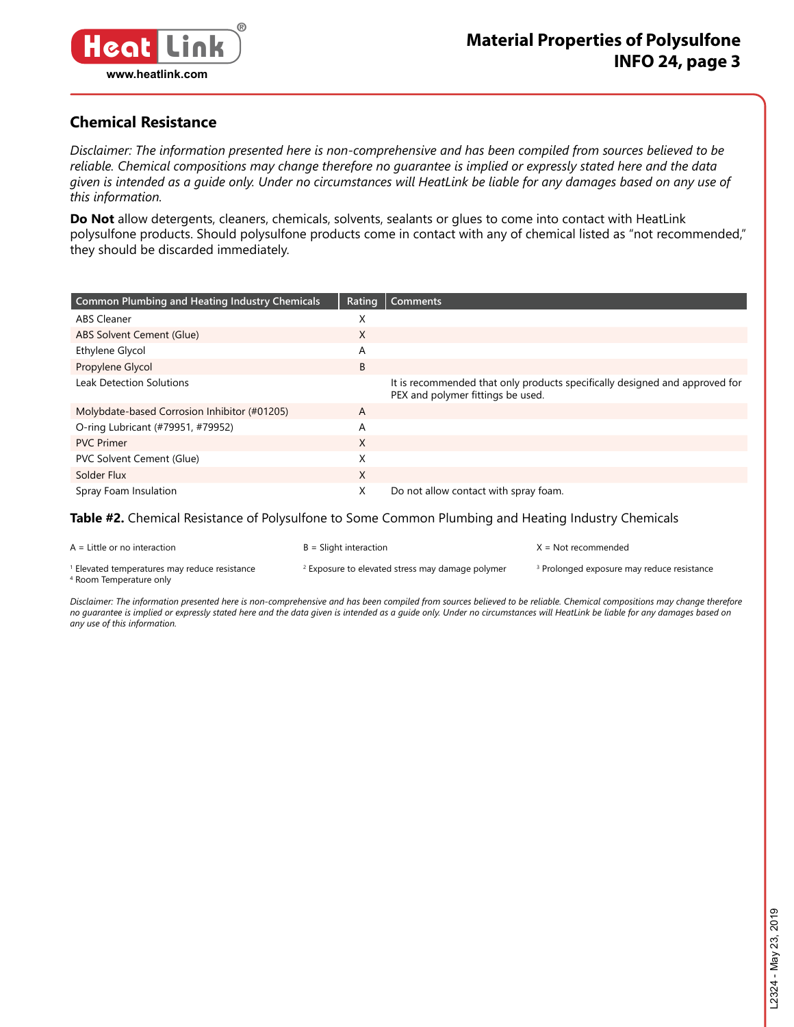## Chemical Resistance

*Disclaimer: The information presented here is non-comprehensive and has been compiled from sources believed to be reliable. Chemical compositions may change therefore no guarantee is implied or expressly stated here and the data given is intended as a guide only. Under no circumstances will HeatLink be liable for any damages based on any use of this information.*

**Do Not** allow detergents, cleaners, chemicals, solvents, sealants or glues to come into contact with HeatLink polysulfone products. Should polysulfone products come in contact with any of chemical listed as "not recommended," they should be discarded immediately.

| Common Plumbing and Heating Industry Chemicals | Rating | Comments |
|---|---|---|
| ABS Cleaner | X | |
| ABS Solvent Cement (Glue) | X | |
| Ethylene Glycol | A | |
| Propylene Glycol | B | |
| Leak Detection Solutions | | It is recommended that only products specifically designed and approved for PEX and polymer fittings be used. |
| Molybdate-based Corrosion Inhibitor (#01205) | A | |
| O-ring Lubricant (#79951, #79952) | A | |
| PVC Primer | X | |
| PVC Solvent Cement (Glue) | X | |
| Solder Flux | X | |
| Spray Foam Insulation | X | Do not allow contact with spray foam. |

**Table #2.** Chemical Resistance of Polysulfone to Some Common Plumbing and Heating Industry Chemicals

A = Little or no interaction    B = Slight interaction    X = Not recommended

[1] Elevated temperatures may reduce resistance    [2] Exposure to elevated stress may damage polymer    [3] Prolonged exposure may reduce resistance
[4] Room Temperature only

*Disclaimer: The information presented here is non-comprehensive and has been compiled from sources believed to be reliable. Chemical compositions may change therefore no guarantee is implied or expressly stated here and the data given is intended as a guide only. Under no circumstances will HeatLink be liable for any damages based on any use of this information.*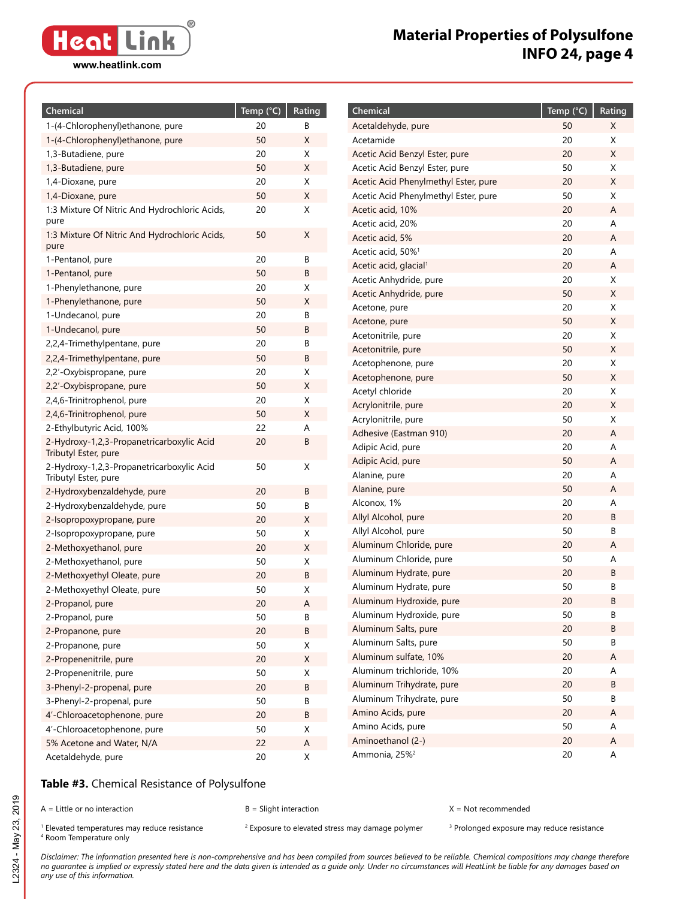# Material Properties of Polysulfone
## INFO 24, page 4

| Chemical | Temp (°C) | Rating |
|---|---|---|
| 1-(4-Chlorophenyl)ethanone, pure | 20 | B |
| 1-(4-Chlorophenyl)ethanone, pure | 50 | X |
| 1,3-Butadiene, pure | 20 | X |
| 1,3-Butadiene, pure | 50 | X |
| 1,4-Dioxane, pure | 20 | X |
| 1,4-Dioxane, pure | 50 | X |
| 1:3 Mixture Of Nitric And Hydrochloric Acids, pure | 20 | X |
| 1:3 Mixture Of Nitric And Hydrochloric Acids, pure | 50 | X |
| 1-Pentanol, pure | 20 | B |
| 1-Pentanol, pure | 50 | B |
| 1-Phenylethanone, pure | 20 | X |
| 1-Phenylethanone, pure | 50 | X |
| 1-Undecanol, pure | 20 | B |
| 1-Undecanol, pure | 50 | B |
| 2,2,4-Trimethylpentane, pure | 20 | B |
| 2,2,4-Trimethylpentane, pure | 50 | B |
| 2,2′-Oxybispropane, pure | 20 | X |
| 2,2′-Oxybispropane, pure | 50 | X |
| 2,4,6-Trinitrophenol, pure | 20 | X |
| 2,4,6-Trinitrophenol, pure | 50 | X |
| 2-Ethylbutyric Acid, 100% | 22 | A |
| 2-Hydroxy-1,2,3-Propanetricarboxylic Acid Tributyl Ester, pure | 20 | B |
| 2-Hydroxy-1,2,3-Propanetricarboxylic Acid Tributyl Ester, pure | 50 | X |
| 2-Hydroxybenzaldehyde, pure | 20 | B |
| 2-Hydroxybenzaldehyde, pure | 50 | B |
| 2-Isopropoxypropane, pure | 20 | X |
| 2-Isopropoxypropane, pure | 50 | X |
| 2-Methoxyethanol, pure | 20 | X |
| 2-Methoxyethanol, pure | 50 | X |
| 2-Methoxyethyl Oleate, pure | 20 | B |
| 2-Methoxyethyl Oleate, pure | 50 | X |
| 2-Propanol, pure | 20 | A |
| 2-Propanol, pure | 50 | B |
| 2-Propanone, pure | 20 | B |
| 2-Propanone, pure | 50 | X |
| 2-Propenenitrile, pure | 20 | X |
| 2-Propenenitrile, pure | 50 | X |
| 3-Phenyl-2-propenal, pure | 20 | B |
| 3-Phenyl-2-propenal, pure | 50 | B |
| 4′-Chloroacetophenone, pure | 20 | B |
| 4′-Chloroacetophenone, pure | 50 | X |
| 5% Acetone and Water, N/A | 22 | A |
| Acetaldehyde, pure | 20 | X |
| Acetaldehyde, pure | 50 | X |
| Acetamide | 20 | X |
| Acetic Acid Benzyl Ester, pure | 20 | X |
| Acetic Acid Benzyl Ester, pure | 50 | X |
| Acetic Acid Phenylmethyl Ester, pure | 20 | X |
| Acetic Acid Phenylmethyl Ester, pure | 50 | X |
| Acetic acid, 10% | 20 | A |
| Acetic acid, 20% | 20 | A |
| Acetic acid, 5% | 20 | A |
| Acetic acid, 50%[1] | 20 | A |
| Acetic acid, glacial[1] | 20 | A |
| Acetic Anhydride, pure | 20 | X |
| Acetic Anhydride, pure | 50 | X |
| Acetone, pure | 20 | X |
| Acetone, pure | 50 | X |
| Acetonitrile, pure | 20 | X |
| Acetonitrile, pure | 50 | X |
| Acetophenone, pure | 20 | X |
| Acetophenone, pure | 50 | X |
| Acetyl chloride | 20 | X |
| Acrylonitrile, pure | 20 | X |
| Acrylonitrile, pure | 50 | X |
| Adhesive (Eastman 910) | 20 | A |
| Adipic Acid, pure | 20 | A |
| Adipic Acid, pure | 50 | A |
| Alanine, pure | 20 | A |
| Alanine, pure | 50 | A |
| Alconox, 1% | 20 | A |
| Allyl Alcohol, pure | 20 | B |
| Allyl Alcohol, pure | 50 | B |
| Aluminum Chloride, pure | 20 | A |
| Aluminum Chloride, pure | 50 | A |
| Aluminum Hydrate, pure | 20 | B |
| Aluminum Hydrate, pure | 50 | B |
| Aluminum Hydroxide, pure | 20 | B |
| Aluminum Hydroxide, pure | 50 | B |
| Aluminum Salts, pure | 20 | B |
| Aluminum Salts, pure | 50 | B |
| Aluminum sulfate, 10% | 20 | A |
| Aluminum trichloride, 10% | 20 | A |
| Aluminum Trihydrate, pure | 20 | B |
| Aluminum Trihydrate, pure | 50 | B |
| Amino Acids, pure | 20 | A |
| Amino Acids, pure | 50 | A |
| Aminoethanol (2-) | 20 | A |
| Ammonia, 25%[2] | 20 | A |

**Table #3.** Chemical Resistance of Polysulfone

A = Little or no interaction

B = Slight interaction

X = Not recommended

[1] Elevated temperatures may reduce resistance

[2] Exposure to elevated stress may damage polymer

[3] Prolonged exposure may reduce resistance

[4] Room Temperature only

*Disclaimer: The information presented here is non-comprehensive and has been compiled from sources believed to be reliable. Chemical compositions may change therefore no guarantee is implied or expressly stated here and the data given is intended as a guide only. Under no circumstances will HeatLink be liable for any damages based on any use of this information.*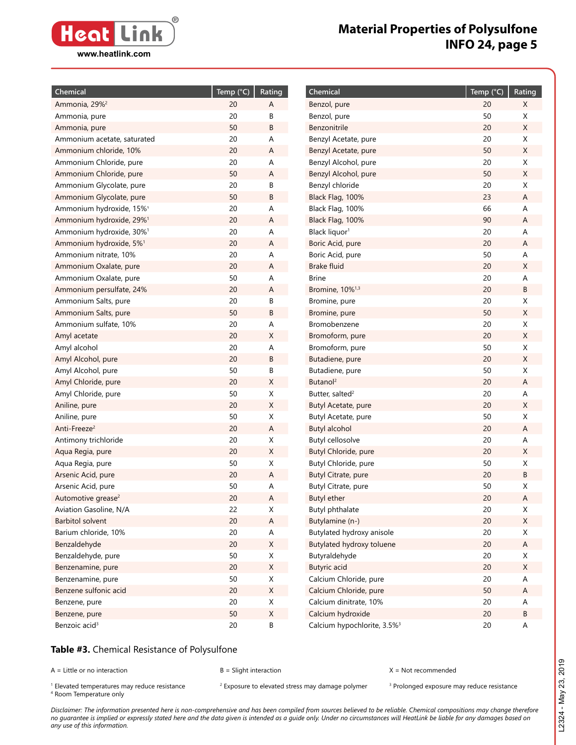| Chemical | Temp (°C) | Rating |
|---|---|---|
| Ammonia, 29%[2] | 20 | A |
| Ammonia, pure | 20 | B |
| Ammonia, pure | 50 | B |
| Ammonium acetate, saturated | 20 | A |
| Ammonium chloride, 10% | 20 | A |
| Ammonium Chloride, pure | 20 | A |
| Ammonium Chloride, pure | 50 | A |
| Ammonium Glycolate, pure | 20 | B |
| Ammonium Glycolate, pure | 50 | B |
| Ammonium hydroxide, 15%[1] | 20 | A |
| Ammonium hydroxide, 29%[1] | 20 | A |
| Ammonium hydroxide, 30%[1] | 20 | A |
| Ammonium hydroxide, 5%[1] | 20 | A |
| Ammonium nitrate, 10% | 20 | A |
| Ammonium Oxalate, pure | 20 | A |
| Ammonium Oxalate, pure | 50 | A |
| Ammonium persulfate, 24% | 20 | A |
| Ammonium Salts, pure | 20 | B |
| Ammonium Salts, pure | 50 | B |
| Ammonium sulfate, 10% | 20 | A |
| Amyl acetate | 20 | X |
| Amyl alcohol | 20 | A |
| Amyl Alcohol, pure | 20 | B |
| Amyl Alcohol, pure | 50 | B |
| Amyl Chloride, pure | 20 | X |
| Amyl Chloride, pure | 50 | X |
| Aniline, pure | 20 | X |
| Aniline, pure | 50 | X |
| Anti-Freeze[2] | 20 | A |
| Antimony trichloride | 20 | X |
| Aqua Regia, pure | 20 | X |
| Aqua Regia, pure | 50 | X |
| Arsenic Acid, pure | 20 | A |
| Arsenic Acid, pure | 50 | A |
| Automotive grease[2] | 20 | A |
| Aviation Gasoline, N/A | 22 | X |
| Barbitol solvent | 20 | A |
| Barium chloride, 10% | 20 | A |
| Benzaldehyde | 20 | X |
| Benzaldehyde, pure | 50 | X |
| Benzenamine, pure | 20 | X |
| Benzenamine, pure | 50 | X |
| Benzene sulfonic acid | 20 | X |
| Benzene, pure | 20 | X |
| Benzene, pure | 50 | X |
| Benzoic acid[3] | 20 | B |
| Benzol, pure | 20 | X |
| Benzol, pure | 50 | X |
| Benzonitrile | 20 | X |
| Benzyl Acetate, pure | 20 | X |
| Benzyl Acetate, pure | 50 | X |
| Benzyl Alcohol, pure | 20 | X |
| Benzyl Alcohol, pure | 50 | X |
| Benzyl chloride | 20 | X |
| Black Flag, 100% | 23 | A |
| Black Flag, 100% | 66 | A |
| Black Flag, 100% | 90 | A |
| Black liquor[1] | 20 | A |
| Boric Acid, pure | 20 | A |
| Boric Acid, pure | 50 | A |
| Brake fluid | 20 | X |
| Brine | 20 | A |
| Bromine, 10%[1,3] | 20 | B |
| Bromine, pure | 20 | X |
| Bromine, pure | 50 | X |
| Bromobenzene | 20 | X |
| Bromoform, pure | 20 | X |
| Bromoform, pure | 50 | X |
| Butadiene, pure | 20 | X |
| Butadiene, pure | 50 | X |
| Butanol[2] | 20 | A |
| Butter, salted[2] | 20 | A |
| Butyl Acetate, pure | 20 | X |
| Butyl Acetate, pure | 50 | X |
| Butyl alcohol | 20 | A |
| Butyl cellosolve | 20 | A |
| Butyl Chloride, pure | 20 | X |
| Butyl Chloride, pure | 50 | X |
| Butyl Citrate, pure | 20 | B |
| Butyl Citrate, pure | 50 | X |
| Butyl ether | 20 | A |
| Butyl phthalate | 20 | X |
| Butylamine (n-) | 20 | X |
| Butylated hydroxy anisole | 20 | X |
| Butylated hydroxy toluene | 20 | A |
| Butyraldehyde | 20 | X |
| Butyric acid | 20 | X |
| Calcium Chloride, pure | 20 | A |
| Calcium Chloride, pure | 50 | A |
| Calcium dinitrate, 10% | 20 | A |
| Calcium hydroxide | 20 | B |
| Calcium hypochlorite, 3.5%[3] | 20 | A |

**Table #3.** Chemical Resistance of Polysulfone

A = Little or no interaction B = Slight interaction X = Not recommended

[1] Elevated temperatures may reduce resistance
[2] Exposure to elevated stress may damage polymer
[3] Prolonged exposure may reduce resistance
[4] Room Temperature only

*Disclaimer: The information presented here is non-comprehensive and has been compiled from sources believed to be reliable. Chemical compositions may change therefore no guarantee is implied or expressly stated here and the data given is intended as a guide only. Under no circumstances will HeatLink be liable for any damages based on any use of this information.*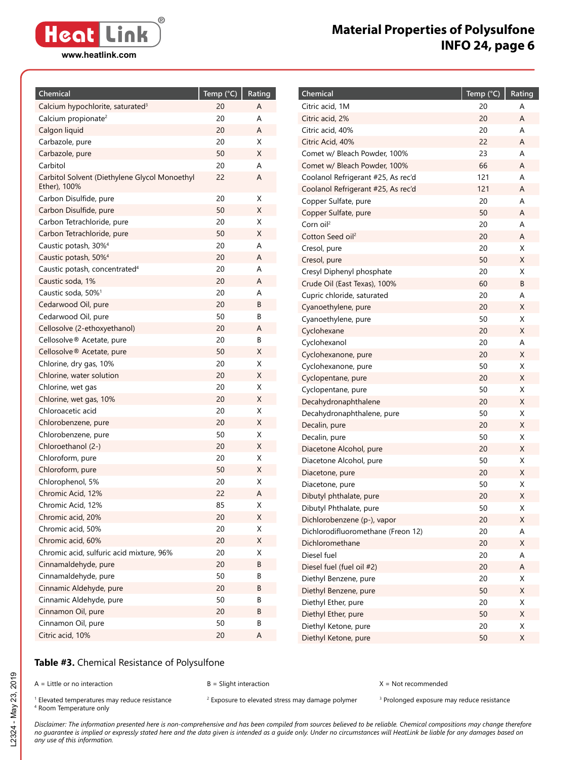# Material Properties of Polysulfone
## INFO 24, page 6

| Chemical | Temp (°C) | Rating |
|---|---|---|
| Calcium hypochlorite, saturated[3] | 20 | A |
| Calcium propionate[2] | 20 | A |
| Calgon liquid | 20 | A |
| Carbazole, pure | 20 | X |
| Carbazole, pure | 50 | X |
| Carbitol | 20 | A |
| Carbitol Solvent (Diethylene Glycol Monoethyl Ether), 100% | 22 | A |
| Carbon Disulfide, pure | 20 | X |
| Carbon Disulfide, pure | 50 | X |
| Carbon Tetrachloride, pure | 20 | X |
| Carbon Tetrachloride, pure | 50 | X |
| Caustic potash, 30%[4] | 20 | A |
| Caustic potash, 50%[4] | 20 | A |
| Caustic potash, concentrated[4] | 20 | A |
| Caustic soda, 1% | 20 | A |
| Caustic soda, 50%[1] | 20 | A |
| Cedarwood Oil, pure | 20 | B |
| Cedarwood Oil, pure | 50 | B |
| Cellosolve (2-ethoxyethanol) | 20 | A |
| Cellosolve® Acetate, pure | 20 | B |
| Cellosolve® Acetate, pure | 50 | X |
| Chlorine, dry gas, 10% | 20 | X |
| Chlorine, water solution | 20 | X |
| Chlorine, wet gas | 20 | X |
| Chlorine, wet gas, 10% | 20 | X |
| Chloroacetic acid | 20 | X |
| Chlorobenzene, pure | 20 | X |
| Chlorobenzene, pure | 50 | X |
| Chloroethanol (2-) | 20 | X |
| Chloroform, pure | 20 | X |
| Chloroform, pure | 50 | X |
| Chlorophenol, 5% | 20 | X |
| Chromic Acid, 12% | 22 | A |
| Chromic Acid, 12% | 85 | X |
| Chromic acid, 20% | 20 | X |
| Chromic acid, 50% | 20 | X |
| Chromic acid, 60% | 20 | X |
| Chromic acid, sulfuric acid mixture, 96% | 20 | X |
| Cinnamaldehyde, pure | 20 | B |
| Cinnamaldehyde, pure | 50 | B |
| Cinnamic Aldehyde, pure | 20 | B |
| Cinnamic Aldehyde, pure | 50 | B |
| Cinnamon Oil, pure | 20 | B |
| Cinnamon Oil, pure | 50 | B |
| Citric acid, 10% | 20 | A |
| Citric acid, 1M | 20 | A |
| Citric acid, 2% | 20 | A |
| Citric acid, 40% | 20 | A |
| Citric Acid, 40% | 22 | A |
| Comet w/ Bleach Powder, 100% | 23 | A |
| Comet w/ Bleach Powder, 100% | 66 | A |
| Coolanol Refrigerant #25, As rec'd | 121 | A |
| Coolanol Refrigerant #25, As rec'd | 121 | A |
| Copper Sulfate, pure | 20 | A |
| Copper Sulfate, pure | 50 | A |
| Corn oil[2] | 20 | A |
| Cotton Seed oil[2] | 20 | A |
| Cresol, pure | 20 | X |
| Cresol, pure | 50 | X |
| Cresyl Diphenyl phosphate | 20 | X |
| Crude Oil (East Texas), 100% | 60 | B |
| Cupric chloride, saturated | 20 | A |
| Cyanoethylene, pure | 20 | X |
| Cyanoethylene, pure | 50 | X |
| Cyclohexane | 20 | X |
| Cyclohexanol | 20 | A |
| Cyclohexanone, pure | 20 | X |
| Cyclohexanone, pure | 50 | X |
| Cyclopentane, pure | 20 | X |
| Cyclopentane, pure | 50 | X |
| Decahydronaphthalene | 20 | X |
| Decahydronaphthalene, pure | 50 | X |
| Decalin, pure | 20 | X |
| Decalin, pure | 50 | X |
| Diacetone Alcohol, pure | 20 | X |
| Diacetone Alcohol, pure | 50 | X |
| Diacetone, pure | 20 | X |
| Diacetone, pure | 50 | X |
| Dibutyl phthalate, pure | 20 | X |
| Dibutyl Phthalate, pure | 50 | X |
| Dichlorobenzene (p-), vapor | 20 | X |
| Dichlorodifluoromethane (Freon 12) | 20 | A |
| Dichloromethane | 20 | X |
| Diesel fuel | 20 | A |
| Diesel fuel (fuel oil #2) | 20 | A |
| Diethyl Benzene, pure | 20 | X |
| Diethyl Benzene, pure | 50 | X |
| Diethyl Ether, pure | 20 | X |
| Diethyl Ether, pure | 50 | X |
| Diethyl Ketone, pure | 20 | X |
| Diethyl Ketone, pure | 50 | X |

**Table #3.** Chemical Resistance of Polysulfone

A = Little or no interaction  B = Slight interaction  X = Not recommended

[1] Elevated temperatures may reduce resistance
[2] Exposure to elevated stress may damage polymer
[3] Prolonged exposure may reduce resistance
[4] Room Temperature only

*Disclaimer: The information presented here is non-comprehensive and has been compiled from sources believed to be reliable. Chemical compositions may change therefore no guarantee is implied or expressly stated here and the data given is intended as a guide only. Under no circumstances will HeatLink be liable for any damages based on any use of this information.*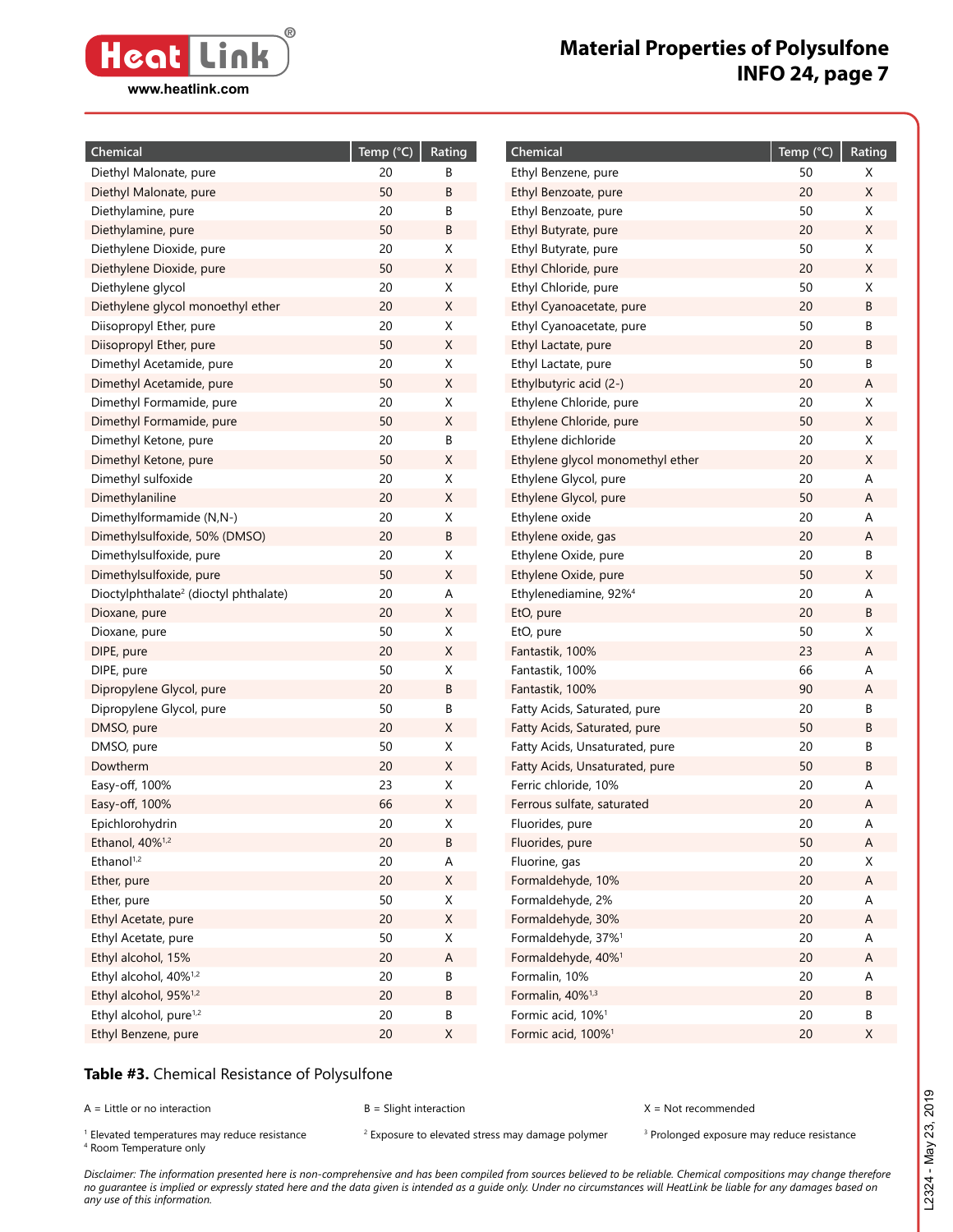# Material Properties of Polysulfone INFO 24, page 7

| Chemical | Temp (°C) | Rating |
|---|---|---|
| Diethyl Malonate, pure | 20 | B |
| Diethyl Malonate, pure | 50 | B |
| Diethylamine, pure | 20 | B |
| Diethylamine, pure | 50 | B |
| Diethylene Dioxide, pure | 20 | X |
| Diethylene Dioxide, pure | 50 | X |
| Diethylene glycol | 20 | X |
| Diethylene glycol monoethyl ether | 20 | X |
| Diisopropyl Ether, pure | 20 | X |
| Diisopropyl Ether, pure | 50 | X |
| Dimethyl Acetamide, pure | 20 | X |
| Dimethyl Acetamide, pure | 50 | X |
| Dimethyl Formamide, pure | 20 | X |
| Dimethyl Formamide, pure | 50 | X |
| Dimethyl Ketone, pure | 20 | B |
| Dimethyl Ketone, pure | 50 | X |
| Dimethyl sulfoxide | 20 | X |
| Dimethylaniline | 20 | X |
| Dimethylformamide (N,N-) | 20 | X |
| Dimethylsulfoxide, 50% (DMSO) | 20 | B |
| Dimethylsulfoxide, pure | 20 | X |
| Dimethylsulfoxide, pure | 50 | X |
| Dioctylphthalate[2] (dioctyl phthalate) | 20 | A |
| Dioxane, pure | 20 | X |
| Dioxane, pure | 50 | X |
| DIPE, pure | 20 | X |
| DIPE, pure | 50 | X |
| Dipropylene Glycol, pure | 20 | B |
| Dipropylene Glycol, pure | 50 | B |
| DMSO, pure | 20 | X |
| DMSO, pure | 50 | X |
| Dowtherm | 20 | X |
| Easy-off, 100% | 23 | X |
| Easy-off, 100% | 66 | X |
| Epichlorohydrin | 20 | X |
| Ethanol, 40%[1,2] | 20 | B |
| Ethanol[1,2] | 20 | A |
| Ether, pure | 20 | X |
| Ether, pure | 50 | X |
| Ethyl Acetate, pure | 20 | X |
| Ethyl Acetate, pure | 50 | X |
| Ethyl alcohol, 15% | 20 | A |
| Ethyl alcohol, 40%[1,2] | 20 | B |
| Ethyl alcohol, 95%[1,2] | 20 | B |
| Ethyl alcohol, pure[1,2] | 20 | B |
| Ethyl Benzene, pure | 20 | X |
| Ethyl Benzene, pure | 50 | X |
| Ethyl Benzoate, pure | 20 | X |
| Ethyl Benzoate, pure | 50 | X |
| Ethyl Butyrate, pure | 20 | X |
| Ethyl Butyrate, pure | 50 | X |
| Ethyl Chloride, pure | 20 | X |
| Ethyl Chloride, pure | 50 | X |
| Ethyl Cyanoacetate, pure | 20 | B |
| Ethyl Cyanoacetate, pure | 50 | B |
| Ethyl Lactate, pure | 20 | B |
| Ethyl Lactate, pure | 50 | B |
| Ethylbutyric acid (2-) | 20 | A |
| Ethylene Chloride, pure | 20 | X |
| Ethylene Chloride, pure | 50 | X |
| Ethylene dichloride | 20 | X |
| Ethylene glycol monomethyl ether | 20 | X |
| Ethylene Glycol, pure | 20 | A |
| Ethylene Glycol, pure | 50 | A |
| Ethylene oxide | 20 | A |
| Ethylene oxide, gas | 20 | A |
| Ethylene Oxide, pure | 20 | B |
| Ethylene Oxide, pure | 50 | X |
| Ethylenediamine, 92%[4] | 20 | A |
| EtO, pure | 20 | B |
| EtO, pure | 50 | X |
| Fantastik, 100% | 23 | A |
| Fantastik, 100% | 66 | A |
| Fantastik, 100% | 90 | A |
| Fatty Acids, Saturated, pure | 20 | B |
| Fatty Acids, Saturated, pure | 50 | B |
| Fatty Acids, Unsaturated, pure | 20 | B |
| Fatty Acids, Unsaturated, pure | 50 | B |
| Ferric chloride, 10% | 20 | A |
| Ferrous sulfate, saturated | 20 | A |
| Fluorides, pure | 20 | A |
| Fluorides, pure | 50 | A |
| Fluorine, gas | 20 | X |
| Formaldehyde, 10% | 20 | A |
| Formaldehyde, 2% | 20 | A |
| Formaldehyde, 30% | 20 | A |
| Formaldehyde, 37%[1] | 20 | A |
| Formaldehyde, 40%[1] | 20 | A |
| Formalin, 10% | 20 | A |
| Formalin, 40%[1,3] | 20 | B |
| Formic acid, 10%[1] | 20 | B |
| Formic acid, 100%[1] | 20 | X |

**Table #3.** Chemical Resistance of Polysulfone

A = Little or no interaction B = Slight interaction X = Not recommended

[1] Elevated temperatures may reduce resistance
[2] Exposure to elevated stress may damage polymer
[3] Prolonged exposure may reduce resistance
[4] Room Temperature only

*Disclaimer: The information presented here is non-comprehensive and has been compiled from sources believed to be reliable. Chemical compositions may change therefore no guarantee is implied or expressly stated here and the data given is intended as a guide only. Under no circumstances will HeatLink be liable for any damages based on any use of this information.*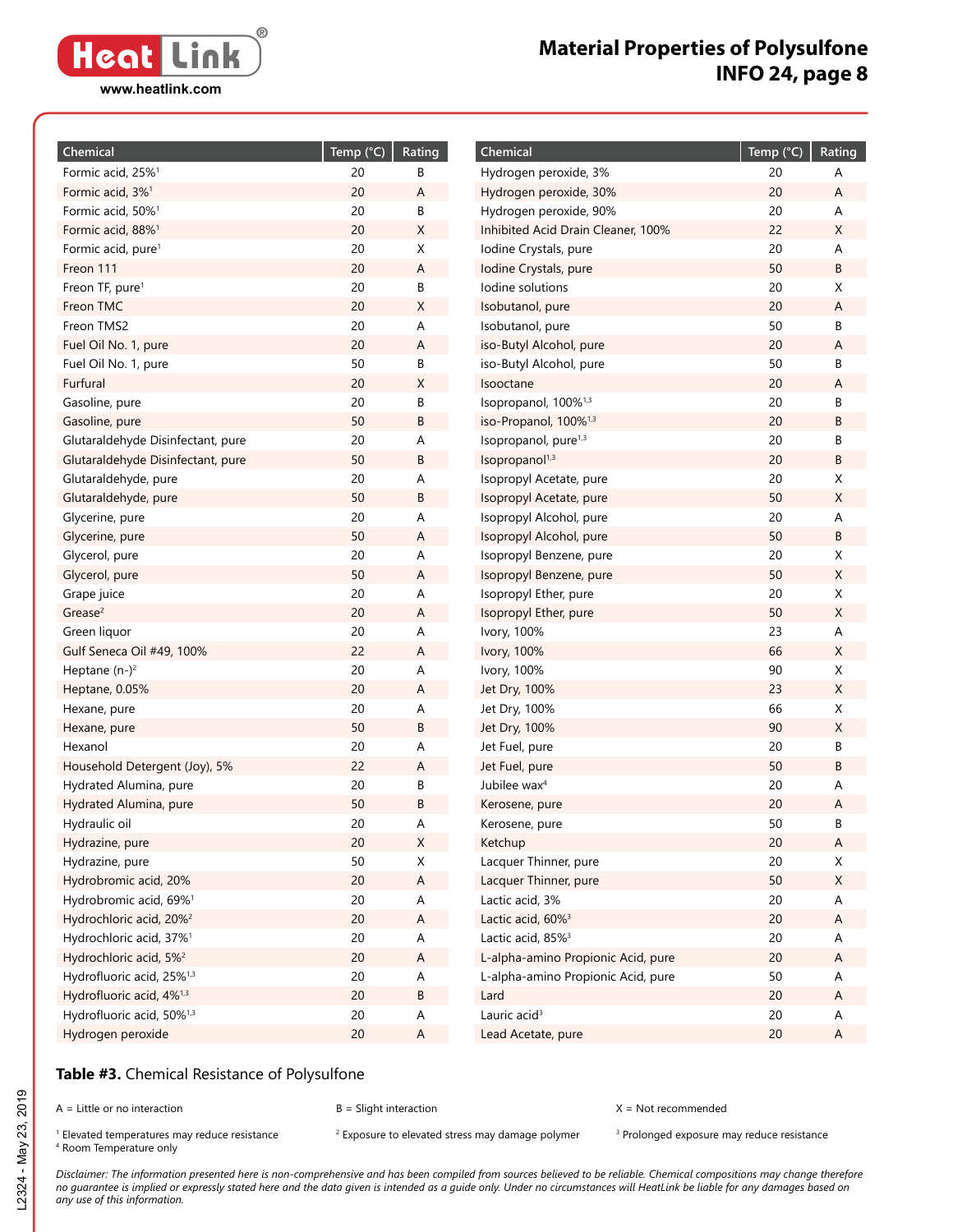# Material Properties of Polysulfone INFO 24, page 8

| Chemical | Temp (°C) | Rating |
|---|---|---|
| Formic acid, 25%[1] | 20 | B |
| Formic acid, 3%[1] | 20 | A |
| Formic acid, 50%[1] | 20 | B |
| Formic acid, 88%[1] | 20 | X |
| Formic acid, pure[1] | 20 | X |
| Freon 111 | 20 | A |
| Freon TF, pure[1] | 20 | B |
| Freon TMC | 20 | X |
| Freon TMS2 | 20 | A |
| Fuel Oil No. 1, pure | 20 | A |
| Fuel Oil No. 1, pure | 50 | B |
| Furfural | 20 | X |
| Gasoline, pure | 20 | B |
| Gasoline, pure | 50 | B |
| Glutaraldehyde Disinfectant, pure | 20 | A |
| Glutaraldehyde Disinfectant, pure | 50 | B |
| Glutaraldehyde, pure | 20 | A |
| Glutaraldehyde, pure | 50 | B |
| Glycerine, pure | 20 | A |
| Glycerine, pure | 50 | A |
| Glycerol, pure | 20 | A |
| Glycerol, pure | 50 | A |
| Grape juice | 20 | A |
| Grease[2] | 20 | A |
| Green liquor | 20 | A |
| Gulf Seneca Oil #49, 100% | 22 | A |
| Heptane (n-)[2] | 20 | A |
| Heptane, 0.05% | 20 | A |
| Hexane, pure | 20 | A |
| Hexane, pure | 50 | B |
| Hexanol | 20 | A |
| Household Detergent (Joy), 5% | 22 | A |
| Hydrated Alumina, pure | 20 | B |
| Hydrated Alumina, pure | 50 | B |
| Hydraulic oil | 20 | A |
| Hydrazine, pure | 20 | X |
| Hydrazine, pure | 50 | X |
| Hydrobromic acid, 20% | 20 | A |
| Hydrobromic acid, 69%[1] | 20 | A |
| Hydrochloric acid, 20%[2] | 20 | A |
| Hydrochloric acid, 37%[1] | 20 | A |
| Hydrochloric acid, 5%[2] | 20 | A |
| Hydrofluoric acid, 25%[1,3] | 20 | A |
| Hydrofluoric acid, 4%[1,3] | 20 | B |
| Hydrofluoric acid, 50%[1,3] | 20 | A |
| Hydrogen peroxide | 20 | A |
| Hydrogen peroxide, 3% | 20 | A |
| Hydrogen peroxide, 30% | 20 | A |
| Hydrogen peroxide, 90% | 20 | A |
| Inhibited Acid Drain Cleaner, 100% | 22 | X |
| Iodine Crystals, pure | 20 | A |
| Iodine Crystals, pure | 50 | B |
| Iodine solutions | 20 | X |
| Isobutanol, pure | 20 | A |
| Isobutanol, pure | 50 | B |
| iso-Butyl Alcohol, pure | 20 | A |
| iso-Butyl Alcohol, pure | 50 | B |
| Isooctane | 20 | A |
| Isopropanol, 100%[1,3] | 20 | B |
| iso-Propanol, 100%[1,3] | 20 | B |
| Isopropanol, pure[1,3] | 20 | B |
| Isopropanol[1,3] | 20 | B |
| Isopropyl Acetate, pure | 20 | X |
| Isopropyl Acetate, pure | 50 | X |
| Isopropyl Alcohol, pure | 20 | A |
| Isopropyl Alcohol, pure | 50 | B |
| Isopropyl Benzene, pure | 20 | X |
| Isopropyl Benzene, pure | 50 | X |
| Isopropyl Ether, pure | 20 | X |
| Isopropyl Ether, pure | 50 | X |
| Ivory, 100% | 23 | A |
| Ivory, 100% | 66 | X |
| Ivory, 100% | 90 | X |
| Jet Dry, 100% | 23 | X |
| Jet Dry, 100% | 66 | X |
| Jet Dry, 100% | 90 | X |
| Jet Fuel, pure | 20 | B |
| Jet Fuel, pure | 50 | B |
| Jubilee wax[4] | 20 | A |
| Kerosene, pure | 20 | A |
| Kerosene, pure | 50 | B |
| Ketchup | 20 | A |
| Lacquer Thinner, pure | 20 | X |
| Lacquer Thinner, pure | 50 | X |
| Lactic acid, 3% | 20 | A |
| Lactic acid, 60%[3] | 20 | A |
| Lactic acid, 85%[3] | 20 | A |
| L-alpha-amino Propionic Acid, pure | 20 | A |
| L-alpha-amino Propionic Acid, pure | 50 | A |
| Lard | 20 | A |
| Lauric acid[3] | 20 | A |
| Lead Acetate, pure | 20 | A |

**Table #3.** Chemical Resistance of Polysulfone

A = Little or no interaction B = Slight interaction X = Not recommended

[1] Elevated temperatures may reduce resistance
[2] Exposure to elevated stress may damage polymer
[3] Prolonged exposure may reduce resistance
[4] Room Temperature only

*Disclaimer: The information presented here is non-comprehensive and has been compiled from sources believed to be reliable. Chemical compositions may change therefore no guarantee is implied or expressly stated here and the data given is intended as a guide only. Under no circumstances will HeatLink be liable for any damages based on any use of this information.*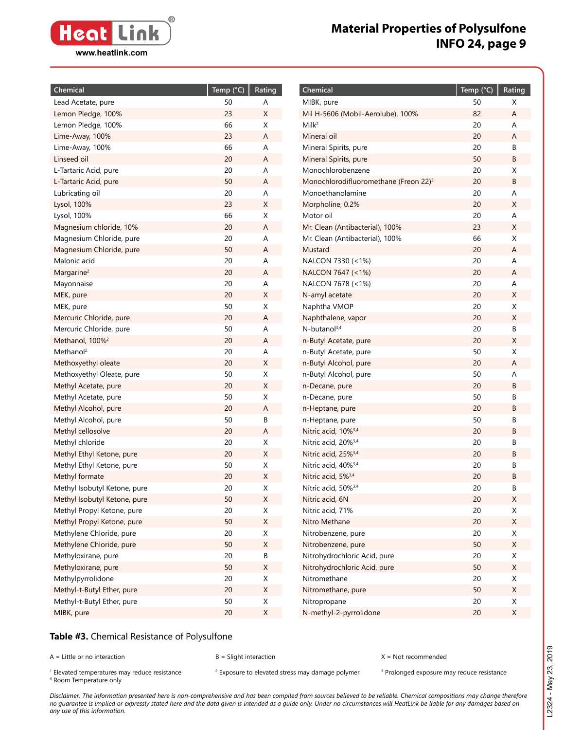## Material Properties of Polysulfone

| Chemical | Temp (°C) | Rating |
|---|---|---|
| Lead Acetate, pure | 50 | A |
| Lemon Pledge, 100% | 23 | X |
| Lemon Pledge, 100% | 66 | X |
| Lime-Away, 100% | 23 | A |
| Lime-Away, 100% | 66 | A |
| Linseed oil | 20 | A |
| L-Tartaric Acid, pure | 20 | A |
| L-Tartaric Acid, pure | 50 | A |
| Lubricating oil | 20 | A |
| Lysol, 100% | 23 | X |
| Lysol, 100% | 66 | X |
| Magnesium chloride, 10% | 20 | A |
| Magnesium Chloride, pure | 20 | A |
| Magnesium Chloride, pure | 50 | A |
| Malonic acid | 20 | A |
| Margarine[2] | 20 | A |
| Mayonnaise | 20 | A |
| MEK, pure | 20 | X |
| MEK, pure | 50 | X |
| Mercuric Chloride, pure | 20 | A |
| Mercuric Chloride, pure | 50 | A |
| Methanol, 100%[2] | 20 | A |
| Methanol[2] | 20 | A |
| Methoxyethyl oleate | 20 | X |
| Methoxyethyl Oleate, pure | 50 | X |
| Methyl Acetate, pure | 20 | X |
| Methyl Acetate, pure | 50 | X |
| Methyl Alcohol, pure | 20 | A |
| Methyl Alcohol, pure | 50 | B |
| Methyl cellosolve | 20 | A |
| Methyl chloride | 20 | X |
| Methyl Ethyl Ketone, pure | 20 | X |
| Methyl Ethyl Ketone, pure | 50 | X |
| Methyl formate | 20 | X |
| Methyl Isobutyl Ketone, pure | 20 | X |
| Methyl Isobutyl Ketone, pure | 50 | X |
| Methyl Propyl Ketone, pure | 20 | X |
| Methyl Propyl Ketone, pure | 50 | X |
| Methylene Chloride, pure | 20 | X |
| Methylene Chloride, pure | 50 | X |
| Methyloxirane, pure | 20 | B |
| Methyloxirane, pure | 50 | X |
| Methylpyrrolidone | 20 | X |
| Methyl-t-Butyl Ether, pure | 20 | X |
| Methyl-t-Butyl Ether, pure | 50 | X |
| MIBK, pure | 20 | X |
| MIBK, pure | 50 | X |
| Mil H-5606 (Mobil-Aerolube), 100% | 82 | A |
| Milk[2] | 20 | A |
| Mineral oil | 20 | A |
| Mineral Spirits, pure | 20 | B |
| Mineral Spirits, pure | 50 | B |
| Monochlorobenzene | 20 | X |
| Monochlorodifluoromethane (Freon 22)[3] | 20 | B |
| Monoethanolamine | 20 | A |
| Morpholine, 0.2% | 20 | X |
| Motor oil | 20 | A |
| Mr. Clean (Antibacterial), 100% | 23 | X |
| Mr. Clean (Antibacterial), 100% | 66 | X |
| Mustard | 20 | A |
| NALCON 7330 (<1%) | 20 | A |
| NALCON 7647 (<1%) | 20 | A |
| NALCON 7678 (<1%) | 20 | A |
| N-amyl acetate | 20 | X |
| Naphtha VMOP | 20 | X |
| Naphthalene, vapor | 20 | X |
| N-butanol[3,4] | 20 | B |
| n-Butyl Acetate, pure | 20 | X |
| n-Butyl Acetate, pure | 50 | X |
| n-Butyl Alcohol, pure | 20 | A |
| n-Butyl Alcohol, pure | 50 | A |
| n-Decane, pure | 20 | B |
| n-Decane, pure | 50 | B |
| n-Heptane, pure | 20 | B |
| n-Heptane, pure | 50 | B |
| Nitric acid, 10%[3,4] | 20 | B |
| Nitric acid, 20%[3,4] | 20 | B |
| Nitric acid, 25%[3,4] | 20 | B |
| Nitric acid, 40%[3,4] | 20 | B |
| Nitric acid, 5%[3,4] | 20 | B |
| Nitric acid, 50%[3,4] | 20 | B |
| Nitric acid, 6N | 20 | X |
| Nitric acid, 71% | 20 | X |
| Nitro Methane | 20 | X |
| Nitrobenzene, pure | 20 | X |
| Nitrobenzene, pure | 50 | X |
| Nitrohydrochloric Acid, pure | 20 | X |
| Nitrohydrochloric Acid, pure | 50 | X |
| Nitromethane | 20 | X |
| Nitromethane, pure | 50 | X |
| Nitropropane | 20 | X |
| N-methyl-2-pyrrolidone | 20 | X |

**Table #3.** Chemical Resistance of Polysulfone

A = Little or no interaction  B = Slight interaction  X = Not recommended

[1] Elevated temperatures may reduce resistance
[2] Exposure to elevated stress may damage polymer
[3] Prolonged exposure may reduce resistance
[4] Room Temperature only

*Disclaimer: The information presented here is non-comprehensive and has been compiled from sources believed to be reliable. Chemical compositions may change therefore no guarantee is implied or expressly stated here and the data given is intended as a guide only. Under no circumstances will HeatLink be liable for any damages based on any use of this information.*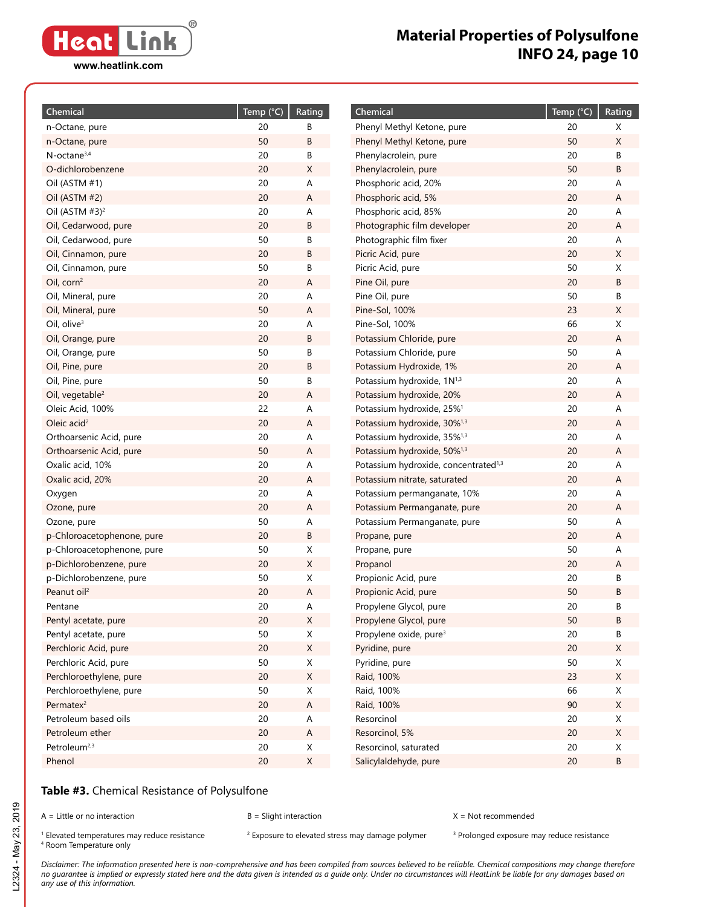| Chemical | Temp (°C) | Rating |
|---|---|---|
| n-Octane, pure | 20 | B |
| n-Octane, pure | 50 | B |
| N-octane[3,4] | 20 | B |
| O-dichlorobenzene | 20 | X |
| Oil (ASTM #1) | 20 | A |
| Oil (ASTM #2) | 20 | A |
| Oil (ASTM #3)[2] | 20 | A |
| Oil, Cedarwood, pure | 20 | B |
| Oil, Cedarwood, pure | 50 | B |
| Oil, Cinnamon, pure | 20 | B |
| Oil, Cinnamon, pure | 50 | B |
| Oil, corn[2] | 20 | A |
| Oil, Mineral, pure | 20 | A |
| Oil, Mineral, pure | 50 | A |
| Oil, olive[3] | 20 | A |
| Oil, Orange, pure | 20 | B |
| Oil, Orange, pure | 50 | B |
| Oil, Pine, pure | 20 | B |
| Oil, Pine, pure | 50 | B |
| Oil, vegetable[2] | 20 | A |
| Oleic Acid, 100% | 22 | A |
| Oleic acid[2] | 20 | A |
| Orthoarsenic Acid, pure | 20 | A |
| Orthoarsenic Acid, pure | 50 | A |
| Oxalic acid, 10% | 20 | A |
| Oxalic acid, 20% | 20 | A |
| Oxygen | 20 | A |
| Ozone, pure | 20 | A |
| Ozone, pure | 50 | A |
| p-Chloroacetophenone, pure | 20 | B |
| p-Chloroacetophenone, pure | 50 | X |
| p-Dichlorobenzene, pure | 20 | X |
| p-Dichlorobenzene, pure | 50 | X |
| Peanut oil[2] | 20 | A |
| Pentane | 20 | A |
| Pentyl acetate, pure | 20 | X |
| Pentyl acetate, pure | 50 | X |
| Perchloric Acid, pure | 20 | X |
| Perchloric Acid, pure | 50 | X |
| Perchloroethylene, pure | 20 | X |
| Perchloroethylene, pure | 50 | X |
| Permatex[2] | 20 | A |
| Petroleum based oils | 20 | A |
| Petroleum ether | 20 | A |
| Petroleum[2,3] | 20 | X |
| Phenol | 20 | X |
| Phenyl Methyl Ketone, pure | 20 | X |
| Phenyl Methyl Ketone, pure | 50 | X |
| Phenylacrolein, pure | 20 | B |
| Phenylacrolein, pure | 50 | B |
| Phosphoric acid, 20% | 20 | A |
| Phosphoric acid, 5% | 20 | A |
| Phosphoric acid, 85% | 20 | A |
| Photographic film developer | 20 | A |
| Photographic film fixer | 20 | A |
| Picric Acid, pure | 20 | X |
| Picric Acid, pure | 50 | X |
| Pine Oil, pure | 20 | B |
| Pine Oil, pure | 50 | B |
| Pine-Sol, 100% | 23 | X |
| Pine-Sol, 100% | 66 | X |
| Potassium Chloride, pure | 20 | A |
| Potassium Chloride, pure | 50 | A |
| Potassium Hydroxide, 1% | 20 | A |
| Potassium hydroxide, 1N[1,3] | 20 | A |
| Potassium hydroxide, 20% | 20 | A |
| Potassium hydroxide, 25%[1] | 20 | A |
| Potassium hydroxide, 30%[1,3] | 20 | A |
| Potassium hydroxide, 35%[1,3] | 20 | A |
| Potassium hydroxide, 50%[1,3] | 20 | A |
| Potassium hydroxide, concentrated[1,3] | 20 | A |
| Potassium nitrate, saturated | 20 | A |
| Potassium permanganate, 10% | 20 | A |
| Potassium Permanganate, pure | 20 | A |
| Potassium Permanganate, pure | 50 | A |
| Propane, pure | 20 | A |
| Propane, pure | 50 | A |
| Propanol | 20 | A |
| Propionic Acid, pure | 20 | B |
| Propionic Acid, pure | 50 | B |
| Propylene Glycol, pure | 20 | B |
| Propylene Glycol, pure | 50 | B |
| Propylene oxide, pure[3] | 20 | B |
| Pyridine, pure | 20 | X |
| Pyridine, pure | 50 | X |
| Raid, 100% | 23 | X |
| Raid, 100% | 66 | X |
| Raid, 100% | 90 | X |
| Resorcinol | 20 | X |
| Resorcinol, 5% | 20 | X |
| Resorcinol, saturated | 20 | X |
| Salicylaldehyde, pure | 20 | B |

**Table #3.** Chemical Resistance of Polysulfone

A = Little or no interaction  B = Slight interaction  X = Not recommended

[1] Elevated temperatures may reduce resistance  [2] Exposure to elevated stress may damage polymer  [3] Prolonged exposure may reduce resistance  
[4] Room Temperature only

*Disclaimer: The information presented here is non-comprehensive and has been compiled from sources believed to be reliable. Chemical compositions may change therefore no guarantee is implied or expressly stated here and the data given is intended as a guide only. Under no circumstances will HeatLink be liable for any damages based on any use of this information.*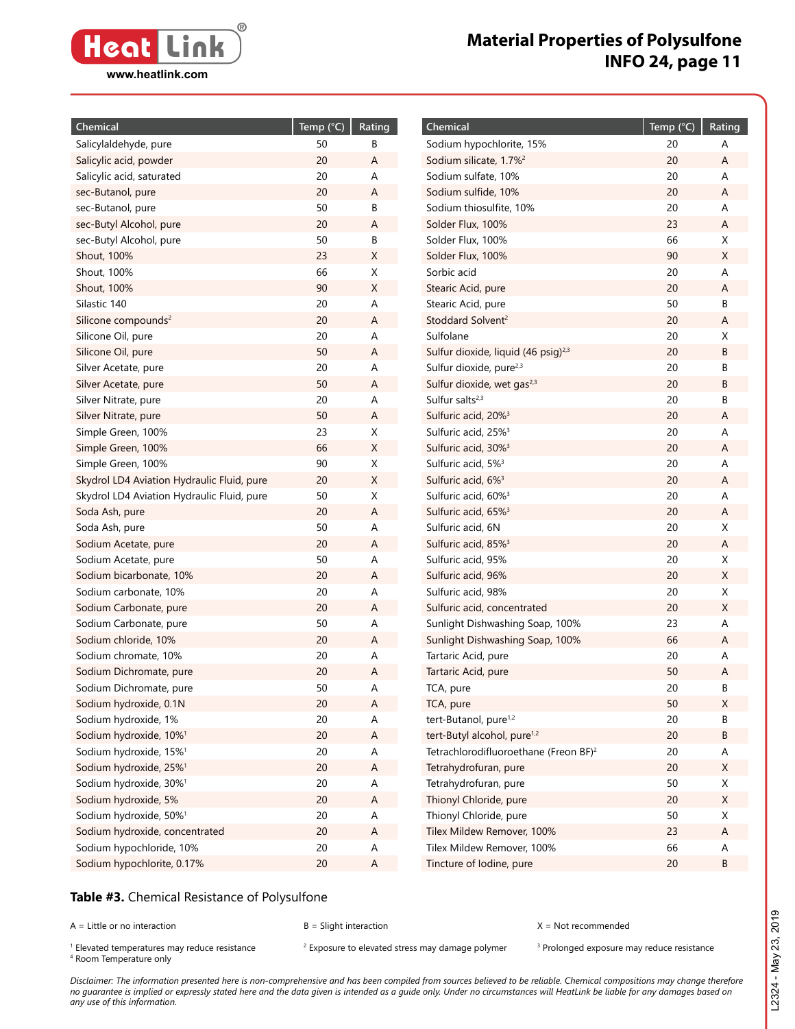# Material Properties of Polysulfone

## INFO 24, page 11

| Chemical | Temp (°C) | Rating |
|---|---|---|
| Salicylaldehyde, pure | 50 | B |
| Salicylic acid, powder | 20 | A |
| Salicylic acid, saturated | 20 | A |
| sec-Butanol, pure | 20 | A |
| sec-Butanol, pure | 50 | B |
| sec-Butyl Alcohol, pure | 20 | A |
| sec-Butyl Alcohol, pure | 50 | B |
| Shout, 100% | 23 | X |
| Shout, 100% | 66 | X |
| Shout, 100% | 90 | X |
| Silastic 140 | 20 | A |
| Silicone compounds[2] | 20 | A |
| Silicone Oil, pure | 20 | A |
| Silicone Oil, pure | 50 | A |
| Silver Acetate, pure | 20 | A |
| Silver Acetate, pure | 50 | A |
| Silver Nitrate, pure | 20 | A |
| Silver Nitrate, pure | 50 | A |
| Simple Green, 100% | 23 | X |
| Simple Green, 100% | 66 | X |
| Simple Green, 100% | 90 | X |
| Skydrol LD4 Aviation Hydraulic Fluid, pure | 20 | X |
| Skydrol LD4 Aviation Hydraulic Fluid, pure | 50 | X |
| Soda Ash, pure | 20 | A |
| Soda Ash, pure | 50 | A |
| Sodium Acetate, pure | 20 | A |
| Sodium Acetate, pure | 50 | A |
| Sodium bicarbonate, 10% | 20 | A |
| Sodium carbonate, 10% | 20 | A |
| Sodium Carbonate, pure | 20 | A |
| Sodium Carbonate, pure | 50 | A |
| Sodium chloride, 10% | 20 | A |
| Sodium chromate, 10% | 20 | A |
| Sodium Dichromate, pure | 20 | A |
| Sodium Dichromate, pure | 50 | A |
| Sodium hydroxide, 0.1N | 20 | A |
| Sodium hydroxide, 1% | 20 | A |
| Sodium hydroxide, 10%[1] | 20 | A |
| Sodium hydroxide, 15%[1] | 20 | A |
| Sodium hydroxide, 25%[1] | 20 | A |
| Sodium hydroxide, 30%[1] | 20 | A |
| Sodium hydroxide, 5% | 20 | A |
| Sodium hydroxide, 50%[1] | 20 | A |
| Sodium hydroxide, concentrated | 20 | A |
| Sodium hypochloride, 10% | 20 | A |
| Sodium hypochlorite, 0.17% | 20 | A |
| Sodium hypochlorite, 15% | 20 | A |
| Sodium silicate, 1.7%[2] | 20 | A |
| Sodium sulfate, 10% | 20 | A |
| Sodium sulfide, 10% | 20 | A |
| Sodium thiosulfite, 10% | 20 | A |
| Solder Flux, 100% | 23 | A |
| Solder Flux, 100% | 66 | X |
| Solder Flux, 100% | 90 | X |
| Sorbic acid | 20 | A |
| Stearic Acid, pure | 20 | A |
| Stearic Acid, pure | 50 | B |
| Stoddard Solvent[2] | 20 | A |
| Sulfolane | 20 | X |
| Sulfur dioxide, liquid (46 psig)[2,3] | 20 | B |
| Sulfur dioxide, pure[2,3] | 20 | B |
| Sulfur dioxide, wet gas[2,3] | 20 | B |
| Sulfur salts[2,3] | 20 | B |
| Sulfuric acid, 20%[3] | 20 | A |
| Sulfuric acid, 25%[3] | 20 | A |
| Sulfuric acid, 30%[3] | 20 | A |
| Sulfuric acid, 5%[3] | 20 | A |
| Sulfuric acid, 6%[3] | 20 | A |
| Sulfuric acid, 60%[3] | 20 | A |
| Sulfuric acid, 65%[3] | 20 | A |
| Sulfuric acid, 6N | 20 | X |
| Sulfuric acid, 85%[3] | 20 | A |
| Sulfuric acid, 95% | 20 | X |
| Sulfuric acid, 96% | 20 | X |
| Sulfuric acid, 98% | 20 | X |
| Sulfuric acid, concentrated | 20 | X |
| Sunlight Dishwashing Soap, 100% | 23 | A |
| Sunlight Dishwashing Soap, 100% | 66 | A |
| Tartaric Acid, pure | 20 | A |
| Tartaric Acid, pure | 50 | A |
| TCA, pure | 20 | B |
| TCA, pure | 50 | X |
| tert-Butanol, pure[1,2] | 20 | B |
| tert-Butyl alcohol, pure[1,2] | 20 | B |
| Tetrachlorodifluoroethane (Freon BF)[2] | 20 | A |
| Tetrahydrofuran, pure | 20 | X |
| Tetrahydrofuran, pure | 50 | X |
| Thionyl Chloride, pure | 20 | X |
| Thionyl Chloride, pure | 50 | X |
| Tilex Mildew Remover, 100% | 23 | A |
| Tilex Mildew Remover, 100% | 66 | A |
| Tincture of Iodine, pure | 20 | B |

**Table #3.** Chemical Resistance of Polysulfone

A = Little or no interaction B = Slight interaction X = Not recommended

[1] Elevated temperatures may reduce resistance
[2] Exposure to elevated stress may damage polymer
[3] Prolonged exposure may reduce resistance
[4] Room Temperature only

*Disclaimer: The information presented here is non-comprehensive and has been compiled from sources believed to be reliable. Chemical compositions may change therefore no guarantee is implied or expressly stated here and the data given is intended as a guide only. Under no circumstances will HeatLink be liable for any damages based on any use of this information.*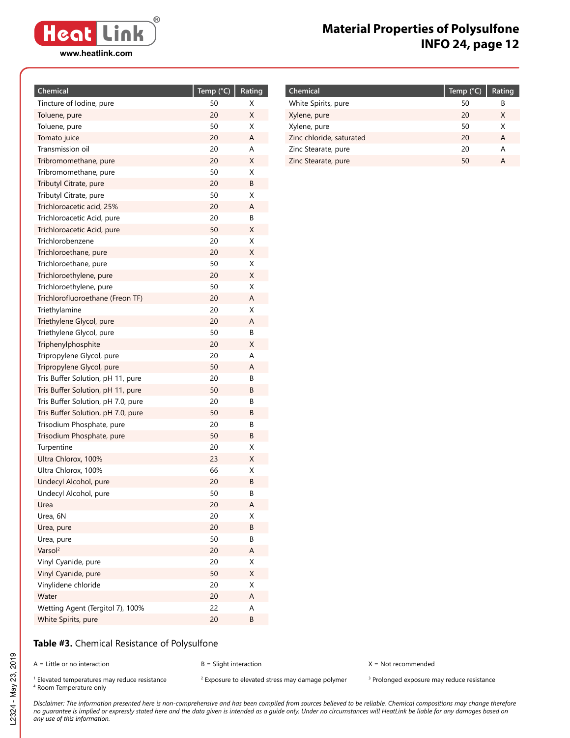| Chemical | Temp (°C) | Rating |
|---|---|---|
| Tincture of Iodine, pure | 50 | X |
| Toluene, pure | 20 | X |
| Toluene, pure | 50 | X |
| Tomato juice | 20 | A |
| Transmission oil | 20 | A |
| Tribromomethane, pure | 20 | X |
| Tribromomethane, pure | 50 | X |
| Tributyl Citrate, pure | 20 | B |
| Tributyl Citrate, pure | 50 | X |
| Trichloroacetic acid, 25% | 20 | A |
| Trichloroacetic Acid, pure | 20 | B |
| Trichloroacetic Acid, pure | 50 | X |
| Trichlorobenzene | 20 | X |
| Trichloroethane, pure | 20 | X |
| Trichloroethane, pure | 50 | X |
| Trichloroethylene, pure | 20 | X |
| Trichloroethylene, pure | 50 | X |
| Trichlorofluoroethane (Freon TF) | 20 | A |
| Triethylamine | 20 | X |
| Triethylene Glycol, pure | 20 | A |
| Triethylene Glycol, pure | 50 | B |
| Triphenylphosphite | 20 | X |
| Tripropylene Glycol, pure | 20 | A |
| Tripropylene Glycol, pure | 50 | A |
| Tris Buffer Solution, pH 11, pure | 20 | B |
| Tris Buffer Solution, pH 11, pure | 50 | B |
| Tris Buffer Solution, pH 7.0, pure | 20 | B |
| Tris Buffer Solution, pH 7.0, pure | 50 | B |
| Trisodium Phosphate, pure | 20 | B |
| Trisodium Phosphate, pure | 50 | B |
| Turpentine | 20 | X |
| Ultra Chlorox, 100% | 23 | X |
| Ultra Chlorox, 100% | 66 | X |
| Undecyl Alcohol, pure | 20 | B |
| Undecyl Alcohol, pure | 50 | B |
| Urea | 20 | A |
| Urea, 6N | 20 | X |
| Urea, pure | 20 | B |
| Urea, pure | 50 | B |
| Varsol[2] | 20 | A |
| Vinyl Cyanide, pure | 20 | X |
| Vinyl Cyanide, pure | 50 | X |
| Vinylidene chloride | 20 | X |
| Water | 20 | A |
| Wetting Agent (Tergitol 7), 100% | 22 | A |
| White Spirits, pure | 20 | B |
| White Spirits, pure | 50 | B |
| Xylene, pure | 20 | X |
| Xylene, pure | 50 | X |
| Zinc chloride, saturated | 20 | A |
| Zinc Stearate, pure | 20 | A |
| Zinc Stearate, pure | 50 | A |

**Table #3.** Chemical Resistance of Polysulfone

A = Little or no interaction

B = Slight interaction

X = Not recommended

[1] Elevated temperatures may reduce resistance

[2] Exposure to elevated stress may damage polymer

[3] Prolonged exposure may reduce resistance

[4] Room Temperature only

*Disclaimer: The information presented here is non-comprehensive and has been compiled from sources believed to be reliable. Chemical compositions may change therefore no guarantee is implied or expressly stated here and the data given is intended as a guide only. Under no circumstances will HeatLink be liable for any damages based on any use of this information.*